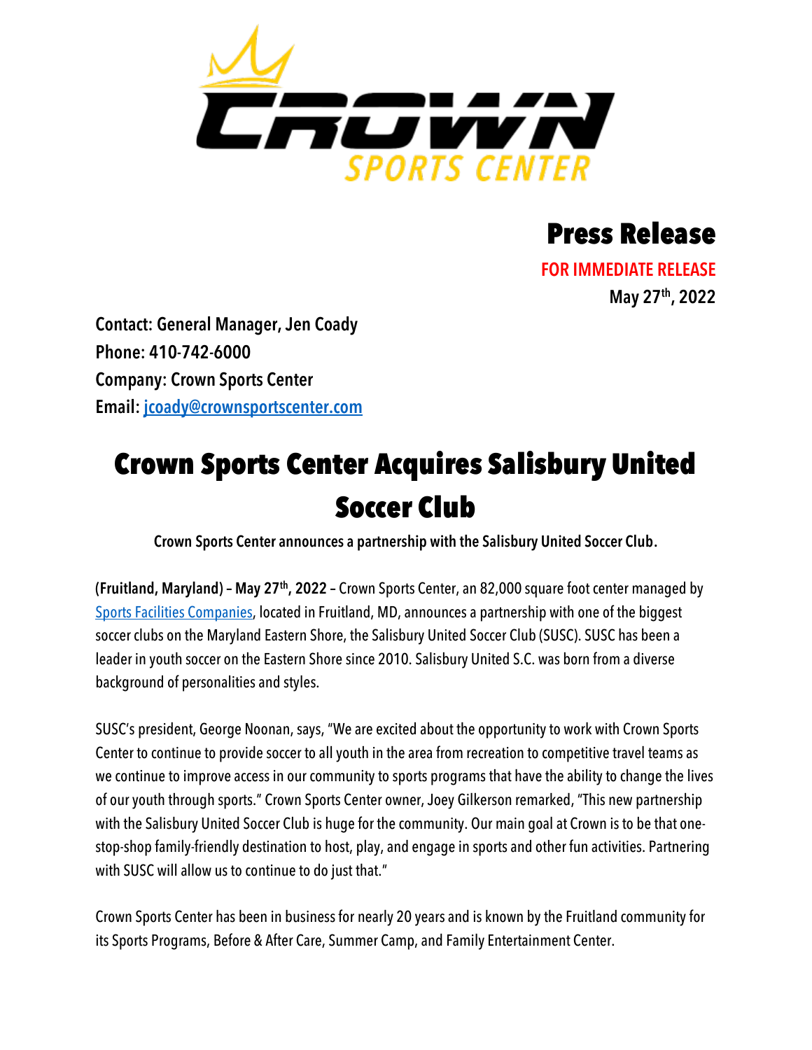# Press Release

**FOR IMMEDIATE RELEASE**

**May 27th, 2022**

**Contact: General Manager, Jen Coady**
**Phone: 410-742-6000**
**Company: Crown Sports Center**
**Email: jcoady@crownsportscenter.com**

# Crown Sports Center Acquires Salisbury United Soccer Club

**Crown Sports Center announces a partnership with the Salisbury United Soccer Club.**

**(Fruitland, Maryland) – May 27th, 2022** – Crown Sports Center, an 82,000 square foot center managed by Sports Facilities Companies, located in Fruitland, MD, announces a partnership with one of the biggest soccer clubs on the Maryland Eastern Shore, the Salisbury United Soccer Club (SUSC). SUSC has been a leader in youth soccer on the Eastern Shore since 2010. Salisbury United S.C. was born from a diverse background of personalities and styles.

SUSC's president, George Noonan, says, "We are excited about the opportunity to work with Crown Sports Center to continue to provide soccer to all youth in the area from recreation to competitive travel teams as we continue to improve access in our community to sports programs that have the ability to change the lives of our youth through sports." Crown Sports Center owner, Joey Gilkerson remarked, "This new partnership with the Salisbury United Soccer Club is huge for the community. Our main goal at Crown is to be that one-stop-shop family-friendly destination to host, play, and engage in sports and other fun activities. Partnering with SUSC will allow us to continue to do just that."

Crown Sports Center has been in business for nearly 20 years and is known by the Fruitland community for its Sports Programs, Before & After Care, Summer Camp, and Family Entertainment Center.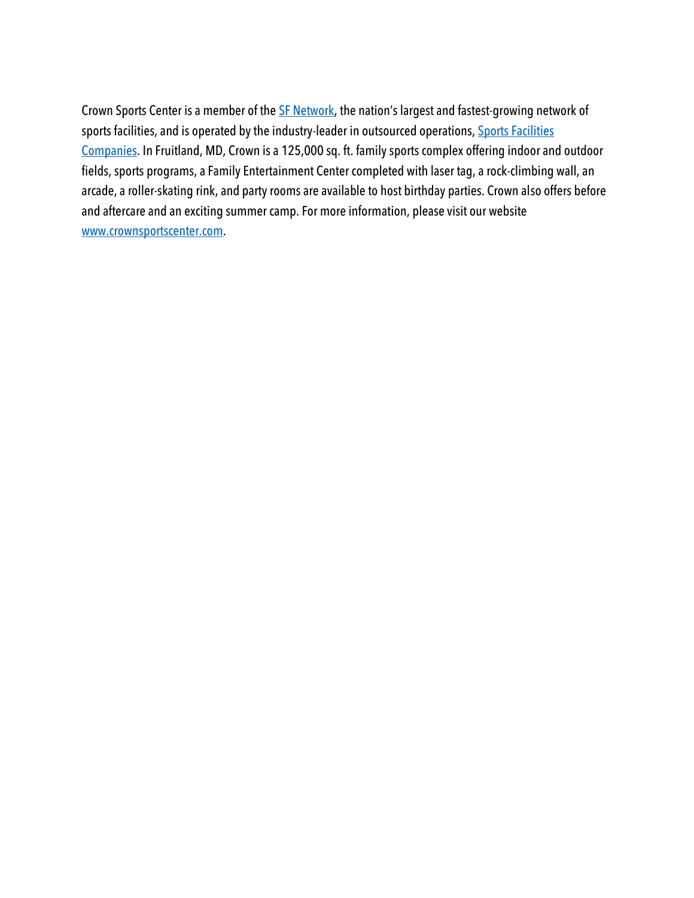Crown Sports Center is a member of the SF Network, the nation's largest and fastest-growing network of sports facilities, and is operated by the industry-leader in outsourced operations, Sports Facilities Companies. In Fruitland, MD, Crown is a 125,000 sq. ft. family sports complex offering indoor and outdoor fields, sports programs, a Family Entertainment Center completed with laser tag, a rock-climbing wall, an arcade, a roller-skating rink, and party rooms are available to host birthday parties. Crown also offers before and aftercare and an exciting summer camp. For more information, please visit our website www.crownsportscenter.com.